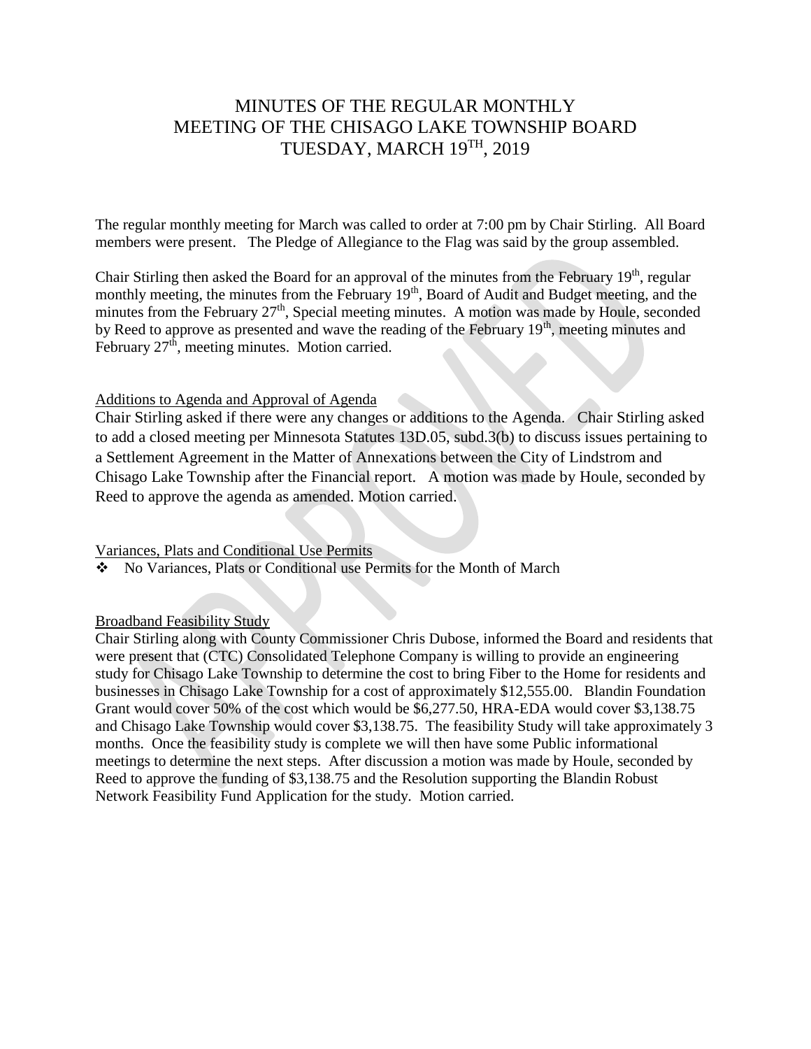# MINUTES OF THE REGULAR MONTHLY MEETING OF THE CHISAGO LAKE TOWNSHIP BOARD TUESDAY, MARCH 19TH, 2019

The regular monthly meeting for March was called to order at 7:00 pm by Chair Stirling. All Board members were present. The Pledge of Allegiance to the Flag was said by the group assembled.

Chair Stirling then asked the Board for an approval of the minutes from the February 19th, regular monthly meeting, the minutes from the February 19th, Board of Audit and Budget meeting, and the minutes from the February 27th, Special meeting minutes. A motion was made by Houle, seconded by Reed to approve as presented and wave the reading of the February 19th, meeting minutes and February 27th, meeting minutes. Motion carried.

<u>Additions to Agenda and Approval of Agenda</u>

Chair Stirling asked if there were any changes or additions to the Agenda. Chair Stirling asked to add a closed meeting per Minnesota Statutes 13D.05, subd.3(b) to discuss issues pertaining to a Settlement Agreement in the Matter of Annexations between the City of Lindstrom and Chisago Lake Township after the Financial report. A motion was made by Houle, seconded by Reed to approve the agenda as amended. Motion carried.

<u>Variances, Plats and Conditional Use Permits</u>

- No Variances, Plats or Conditional use Permits for the Month of March

<u>Broadband Feasibility Study</u>

Chair Stirling along with County Commissioner Chris Dubose, informed the Board and residents that were present that (CTC) Consolidated Telephone Company is willing to provide an engineering study for Chisago Lake Township to determine the cost to bring Fiber to the Home for residents and businesses in Chisago Lake Township for a cost of approximately $12,555.00. Blandin Foundation Grant would cover 50% of the cost which would be $6,277.50, HRA-EDA would cover $3,138.75 and Chisago Lake Township would cover $3,138.75. The feasibility Study will take approximately 3 months. Once the feasibility study is complete we will then have some Public informational meetings to determine the next steps. After discussion a motion was made by Houle, seconded by Reed to approve the funding of $3,138.75 and the Resolution supporting the Blandin Robust Network Feasibility Fund Application for the study. Motion carried.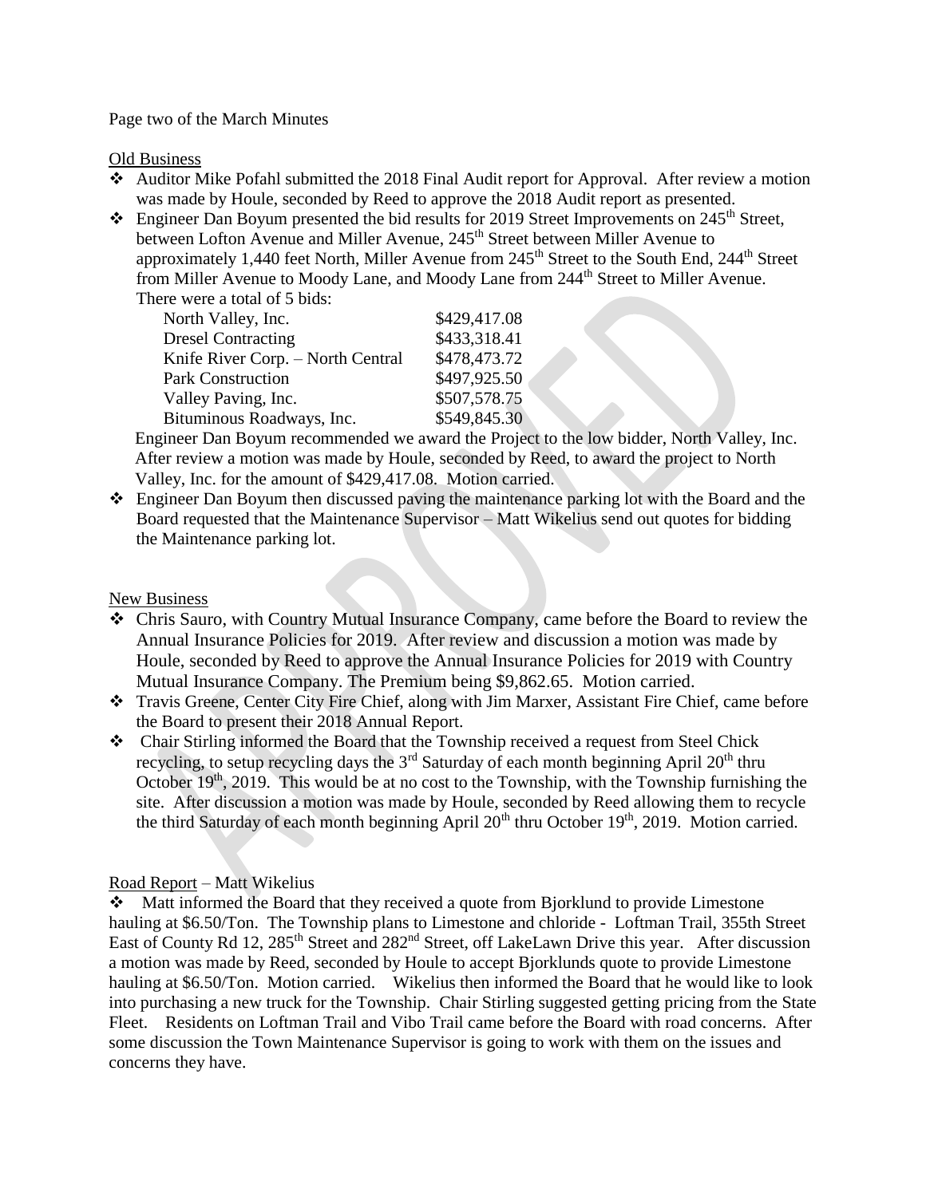Page two of the March Minutes

Old Business

- Auditor Mike Pofahl submitted the 2018 Final Audit report for Approval. After review a motion was made by Houle, seconded by Reed to approve the 2018 Audit report as presented.
- Engineer Dan Boyum presented the bid results for 2019 Street Improvements on 245th Street, between Lofton Avenue and Miller Avenue, 245th Street between Miller Avenue to approximately 1,440 feet North, Miller Avenue from 245th Street to the South End, 244th Street from Miller Avenue to Moody Lane, and Moody Lane from 244th Street to Miller Avenue. There were a total of 5 bids:

| | |
|---|---|
| North Valley, Inc. | $429,417.08 |
| Dresel Contracting | $433,318.41 |
| Knife River Corp. – North Central | $478,473.72 |
| Park Construction | $497,925.50 |
| Valley Paving, Inc. | $507,578.75 |
| Bituminous Roadways, Inc. | $549,845.30 |

  Engineer Dan Boyum recommended we award the Project to the low bidder, North Valley, Inc. After review a motion was made by Houle, seconded by Reed, to award the project to North Valley, Inc. for the amount of $429,417.08. Motion carried.
- Engineer Dan Boyum then discussed paving the maintenance parking lot with the Board and the Board requested that the Maintenance Supervisor – Matt Wikelius send out quotes for bidding the Maintenance parking lot.

New Business

- Chris Sauro, with Country Mutual Insurance Company, came before the Board to review the Annual Insurance Policies for 2019. After review and discussion a motion was made by Houle, seconded by Reed to approve the Annual Insurance Policies for 2019 with Country Mutual Insurance Company. The Premium being $9,862.65. Motion carried.
- Travis Greene, Center City Fire Chief, along with Jim Marxer, Assistant Fire Chief, came before the Board to present their 2018 Annual Report.
- Chair Stirling informed the Board that the Township received a request from Steel Chick recycling, to setup recycling days the 3rd Saturday of each month beginning April 20th thru October 19th, 2019. This would be at no cost to the Township, with the Township furnishing the site. After discussion a motion was made by Houle, seconded by Reed allowing them to recycle the third Saturday of each month beginning April 20th thru October 19th, 2019. Motion carried.

Road Report – Matt Wikelius

- Matt informed the Board that they received a quote from Bjorklund to provide Limestone hauling at $6.50/Ton. The Township plans to Limestone and chloride - Loftman Trail, 355th Street East of County Rd 12, 285th Street and 282nd Street, off LakeLawn Drive this year. After discussion a motion was made by Reed, seconded by Houle to accept Bjorklunds quote to provide Limestone hauling at $6.50/Ton. Motion carried. Wikelius then informed the Board that he would like to look into purchasing a new truck for the Township. Chair Stirling suggested getting pricing from the State Fleet. Residents on Loftman Trail and Vibo Trail came before the Board with road concerns. After some discussion the Town Maintenance Supervisor is going to work with them on the issues and concerns they have.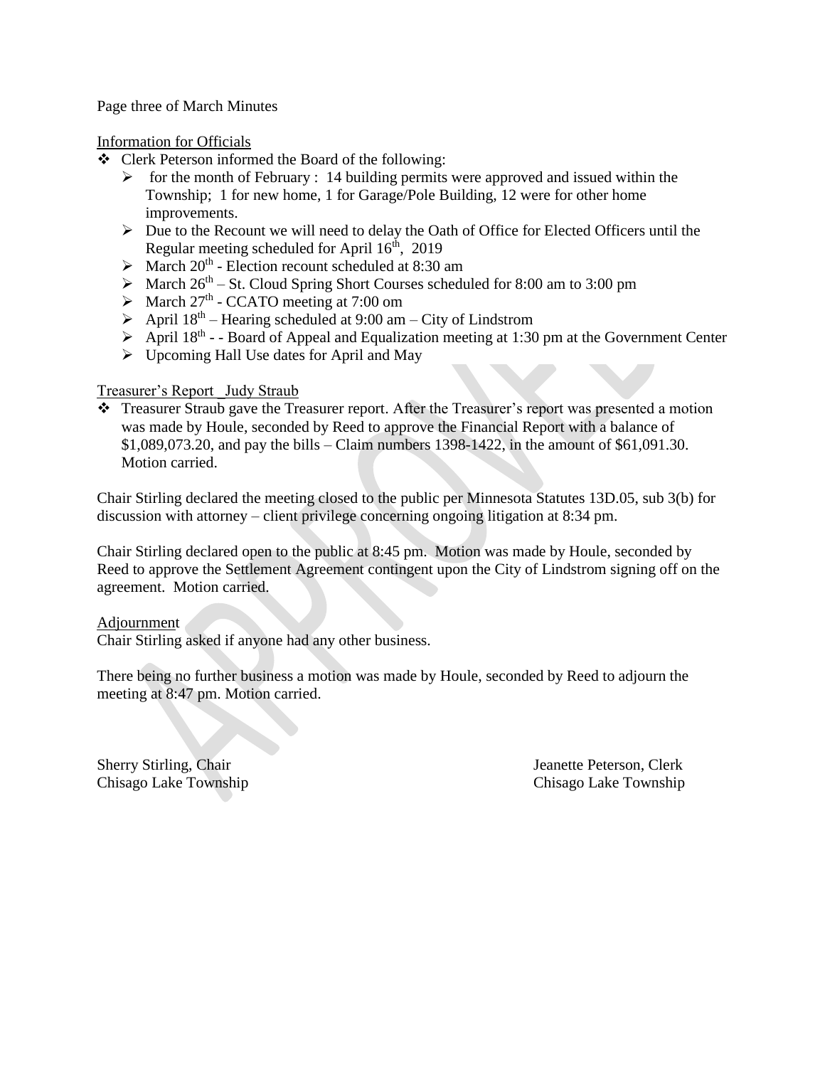Page three of March Minutes

Information for Officials

- Clerk Peterson informed the Board of the following:
  - for the month of February : 14 building permits were approved and issued within the Township; 1 for new home, 1 for Garage/Pole Building, 12 were for other home improvements.
  - Due to the Recount we will need to delay the Oath of Office for Elected Officers until the Regular meeting scheduled for April 16th, 2019
  - March 20th - Election recount scheduled at 8:30 am
  - March 26th – St. Cloud Spring Short Courses scheduled for 8:00 am to 3:00 pm
  - March 27th - CCATO meeting at 7:00 om
  - April 18th – Hearing scheduled at 9:00 am – City of Lindstrom
  - April 18th - - Board of Appeal and Equalization meeting at 1:30 pm at the Government Center
  - Upcoming Hall Use dates for April and May

Treasurer's Report Judy Straub

- Treasurer Straub gave the Treasurer report. After the Treasurer's report was presented a motion was made by Houle, seconded by Reed to approve the Financial Report with a balance of $1,089,073.20, and pay the bills – Claim numbers 1398-1422, in the amount of $61,091.30. Motion carried.

Chair Stirling declared the meeting closed to the public per Minnesota Statutes 13D.05, sub 3(b) for discussion with attorney – client privilege concerning ongoing litigation at 8:34 pm.

Chair Stirling declared open to the public at 8:45 pm. Motion was made by Houle, seconded by Reed to approve the Settlement Agreement contingent upon the City of Lindstrom signing off on the agreement. Motion carried.

Adjournment

Chair Stirling asked if anyone had any other business.

There being no further business a motion was made by Houle, seconded by Reed to adjourn the meeting at 8:47 pm. Motion carried.

Sherry Stirling, Chair
Chisago Lake Township

Jeanette Peterson, Clerk
Chisago Lake Township